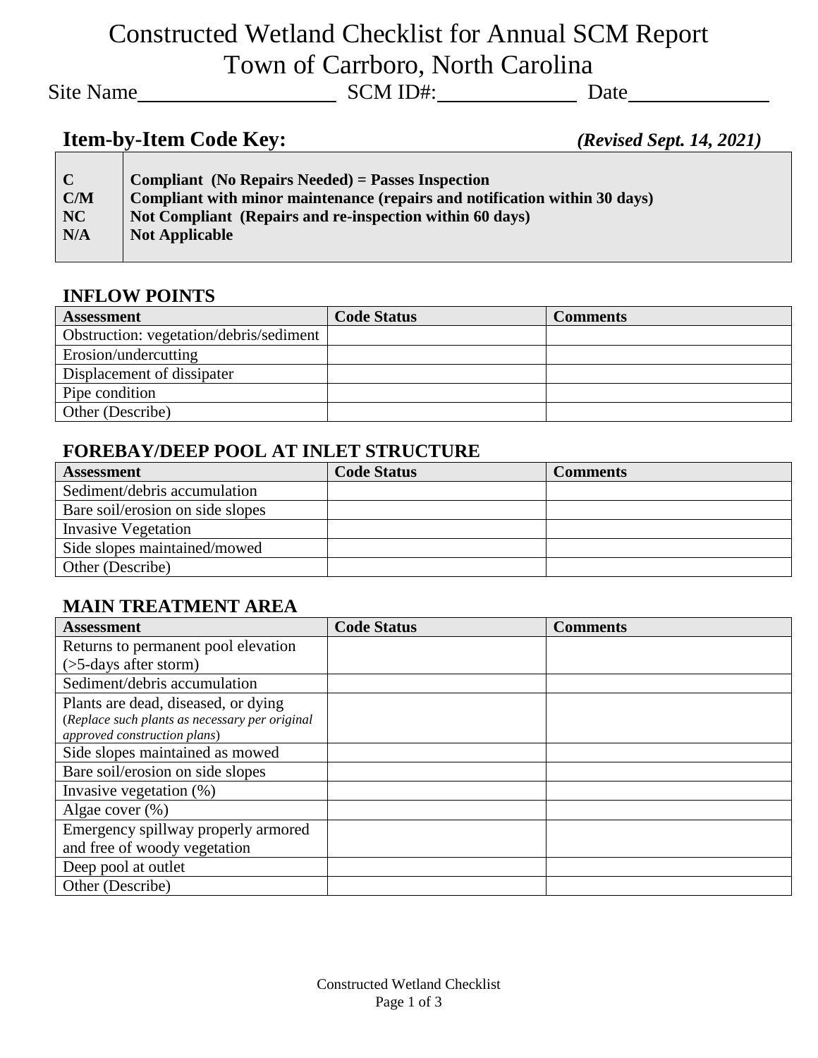# Constructed Wetland Checklist for Annual SCM Report
# Town of Carrboro, North Carolina

Site Name____________________ SCM ID#:______________ Date______________

## Item-by-Item Code Key:

***(Revised Sept. 14, 2021)***

| | |
|---|---|
| **C** | **Compliant (No Repairs Needed) = Passes Inspection** |
| **C/M** | **Compliant with minor maintenance (repairs and notification within 30 days)** |
| **NC** | **Not Compliant (Repairs and re-inspection within 60 days)** |
| **N/A** | **Not Applicable** |

### INFLOW POINTS

| Assessment | Code Status | Comments |
|---|---|---|
| Obstruction: vegetation/debris/sediment | | |
| Erosion/undercutting | | |
| Displacement of dissipater | | |
| Pipe condition | | |
| Other (Describe) | | |

### FOREBAY/DEEP POOL AT INLET STRUCTURE

| Assessment | Code Status | Comments |
|---|---|---|
| Sediment/debris accumulation | | |
| Bare soil/erosion on side slopes | | |
| Invasive Vegetation | | |
| Side slopes maintained/mowed | | |
| Other (Describe) | | |

### MAIN TREATMENT AREA

| Assessment | Code Status | Comments |
|---|---|---|
| Returns to permanent pool elevation (>5-days after storm) | | |
| Sediment/debris accumulation | | |
| Plants are dead, diseased, or dying (*Replace such plants as necessary per original approved construction plans*) | | |
| Side slopes maintained as mowed | | |
| Bare soil/erosion on side slopes | | |
| Invasive vegetation (%) | | |
| Algae cover (%) | | |
| Emergency spillway properly armored and free of woody vegetation | | |
| Deep pool at outlet | | |
| Other (Describe) | | |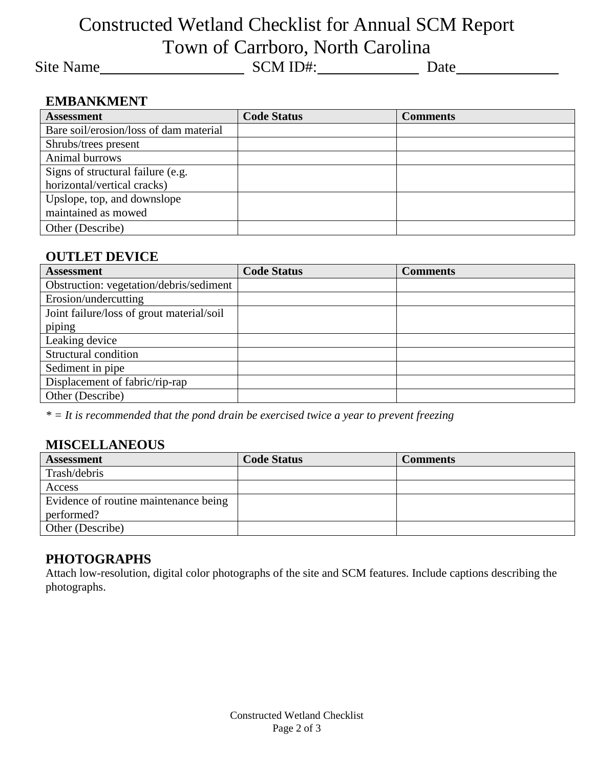# Constructed Wetland Checklist for Annual SCM Report
# Town of Carrboro, North Carolina

Site Name\_\_\_\_\_\_\_\_\_\_\_\_\_\_\_\_\_\_\_\_ SCM ID#:\_\_\_\_\_\_\_\_\_\_\_\_\_\_ Date\_\_\_\_\_\_\_\_\_\_\_\_\_\_

## EMBANKMENT

| Assessment | Code Status | Comments |
| --- | --- | --- |
| Bare soil/erosion/loss of dam material | | |
| Shrubs/trees present | | |
| Animal burrows | | |
| Signs of structural failure (e.g. horizontal/vertical cracks) | | |
| Upslope, top, and downslope maintained as mowed | | |
| Other (Describe) | | |

## OUTLET DEVICE

| Assessment | Code Status | Comments |
| --- | --- | --- |
| Obstruction: vegetation/debris/sediment | | |
| Erosion/undercutting | | |
| Joint failure/loss of grout material/soil piping | | |
| Leaking device | | |
| Structural condition | | |
| Sediment in pipe | | |
| Displacement of fabric/rip-rap | | |
| Other (Describe) | | |

*\* = It is recommended that the pond drain be exercised twice a year to prevent freezing*

## MISCELLANEOUS

| Assessment | Code Status | Comments |
| --- | --- | --- |
| Trash/debris | | |
| Access | | |
| Evidence of routine maintenance being performed? | | |
| Other (Describe) | | |

## PHOTOGRAPHS

Attach low-resolution, digital color photographs of the site and SCM features. Include captions describing the photographs.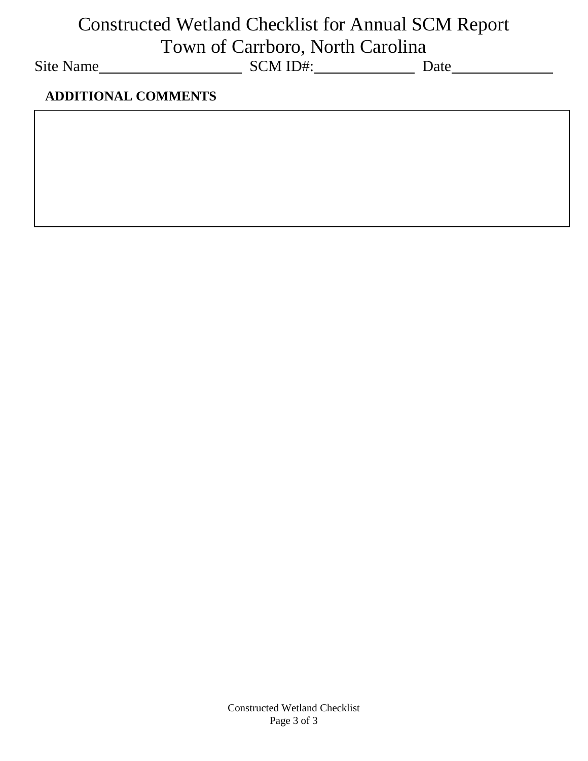# Constructed Wetland Checklist for Annual SCM Report
## Town of Carrboro, North Carolina

Site Name____________________ SCM ID#:______________ Date______________

**ADDITIONAL COMMENTS**

| |
|---|
| |